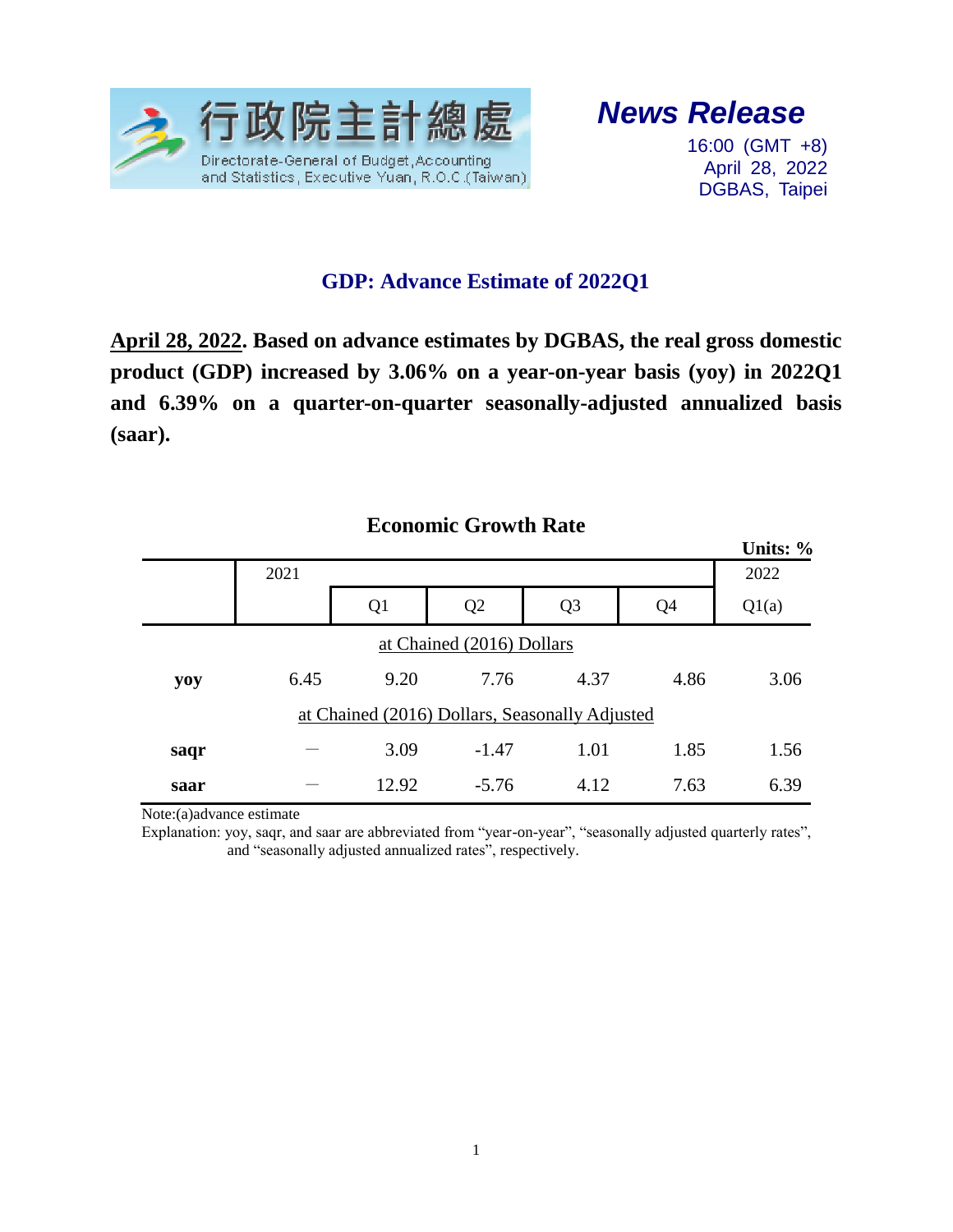行政院主計總處
Directorate-General of Budget, Accounting and Statistics, Executive Yuan, R.O.C.(Taiwan)

***News Release***

16:00 (GMT +8)
April 28, 2022
DGBAS, Taipei

## GDP: Advance Estimate of 2022Q1

**April 28, 2022. Based on advance estimates by DGBAS, the real gross domestic product (GDP) increased by 3.06% on a year-on-year basis (yoy) in 2022Q1 and 6.39% on a quarter-on-quarter seasonally-adjusted annualized basis (saar).**

### Economic Growth Rate

**Units: %**

| | 2021 | | | | | 2022 |
|---|---|---|---|---|---|---|
| | | Q1 | Q2 | Q3 | Q4 | Q1(a) |
| | | at Chained (2016) Dollars | | | | |
| **yoy** | 6.45 | 9.20 | 7.76 | 4.37 | 4.86 | 3.06 |
| | | at Chained (2016) Dollars, Seasonally Adjusted | | | | |
| **saqr** | — | 3.09 | -1.47 | 1.01 | 1.85 | 1.56 |
| **saar** | — | 12.92 | -5.76 | 4.12 | 7.63 | 6.39 |

Note:(a)advance estimate

Explanation: yoy, saqr, and saar are abbreviated from "year-on-year", "seasonally adjusted quarterly rates", and "seasonally adjusted annualized rates", respectively.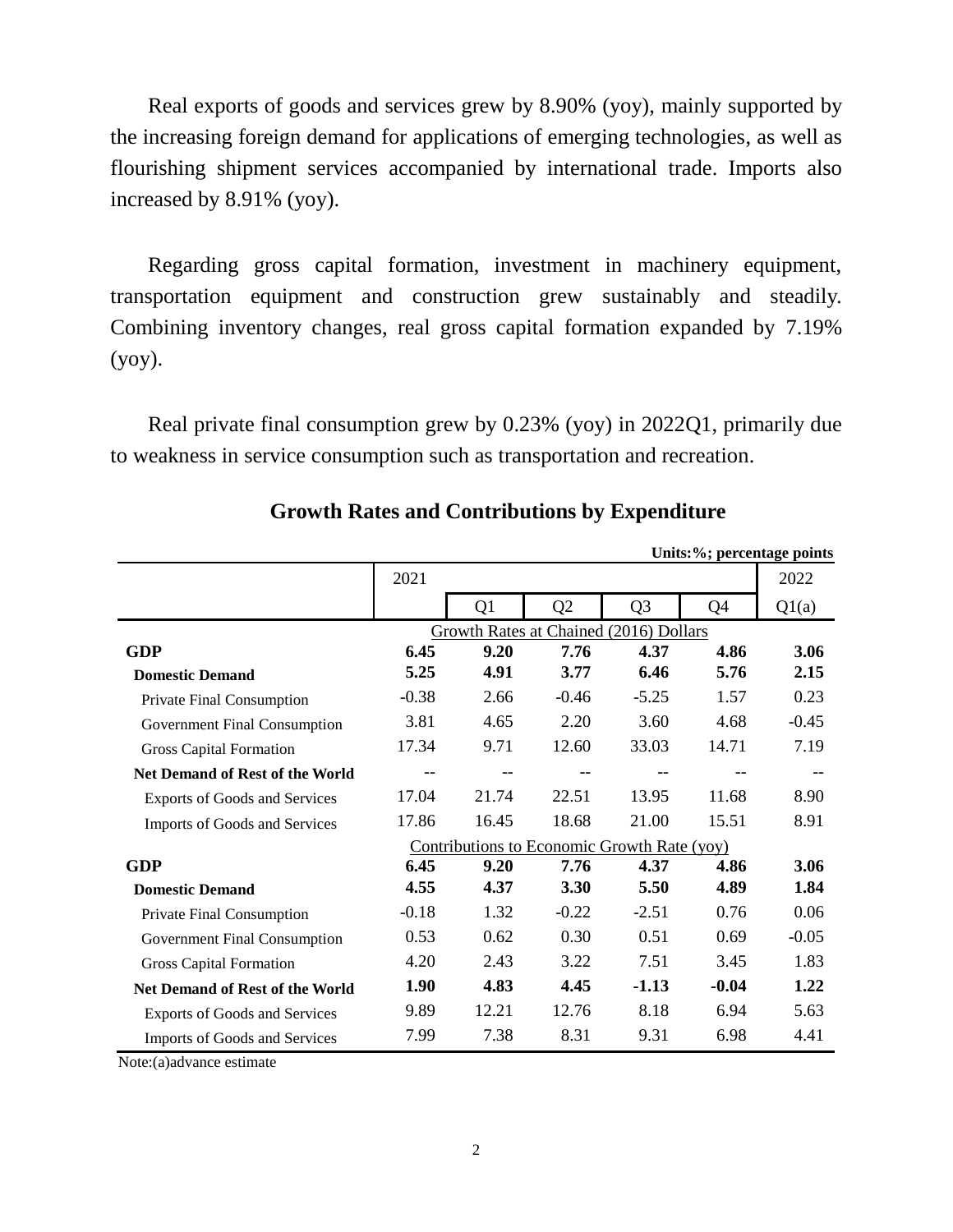Real exports of goods and services grew by 8.90% (yoy), mainly supported by the increasing foreign demand for applications of emerging technologies, as well as flourishing shipment services accompanied by international trade. Imports also increased by 8.91% (yoy).

Regarding gross capital formation, investment in machinery equipment, transportation equipment and construction grew sustainably and steadily. Combining inventory changes, real gross capital formation expanded by 7.19% (yoy).

Real private final consumption grew by 0.23% (yoy) in 2022Q1, primarily due to weakness in service consumption such as transportation and recreation.

## Growth Rates and Contributions by Expenditure

**Units:%; percentage points**

| | 2021 | | | | | 2022 |
|---|---|---|---|---|---|---|
| | | Q1 | Q2 | Q3 | Q4 | Q1(a) |
| | Growth Rates at Chained (2016) Dollars | | | | | |
| **GDP** | **6.45** | **9.20** | **7.76** | **4.37** | **4.86** | **3.06** |
| **Domestic Demand** | **5.25** | **4.91** | **3.77** | **6.46** | **5.76** | **2.15** |
| Private Final Consumption | -0.38 | 2.66 | -0.46 | -5.25 | 1.57 | 0.23 |
| Government Final Consumption | 3.81 | 4.65 | 2.20 | 3.60 | 4.68 | -0.45 |
| Gross Capital Formation | 17.34 | 9.71 | 12.60 | 33.03 | 14.71 | 7.19 |
| **Net Demand of Rest of the World** | -- | -- | -- | -- | -- | -- |
| Exports of Goods and Services | 17.04 | 21.74 | 22.51 | 13.95 | 11.68 | 8.90 |
| Imports of Goods and Services | 17.86 | 16.45 | 18.68 | 21.00 | 15.51 | 8.91 |
| | Contributions to Economic Growth Rate (yoy) | | | | | |
| **GDP** | **6.45** | **9.20** | **7.76** | **4.37** | **4.86** | **3.06** |
| **Domestic Demand** | **4.55** | **4.37** | **3.30** | **5.50** | **4.89** | **1.84** |
| Private Final Consumption | -0.18 | 1.32 | -0.22 | -2.51 | 0.76 | 0.06 |
| Government Final Consumption | 0.53 | 0.62 | 0.30 | 0.51 | 0.69 | -0.05 |
| Gross Capital Formation | 4.20 | 2.43 | 3.22 | 7.51 | 3.45 | 1.83 |
| **Net Demand of Rest of the World** | **1.90** | **4.83** | **4.45** | **-1.13** | **-0.04** | **1.22** |
| Exports of Goods and Services | 9.89 | 12.21 | 12.76 | 8.18 | 6.94 | 5.63 |
| Imports of Goods and Services | 7.99 | 7.38 | 8.31 | 9.31 | 6.98 | 4.41 |

Note:(a)advance estimate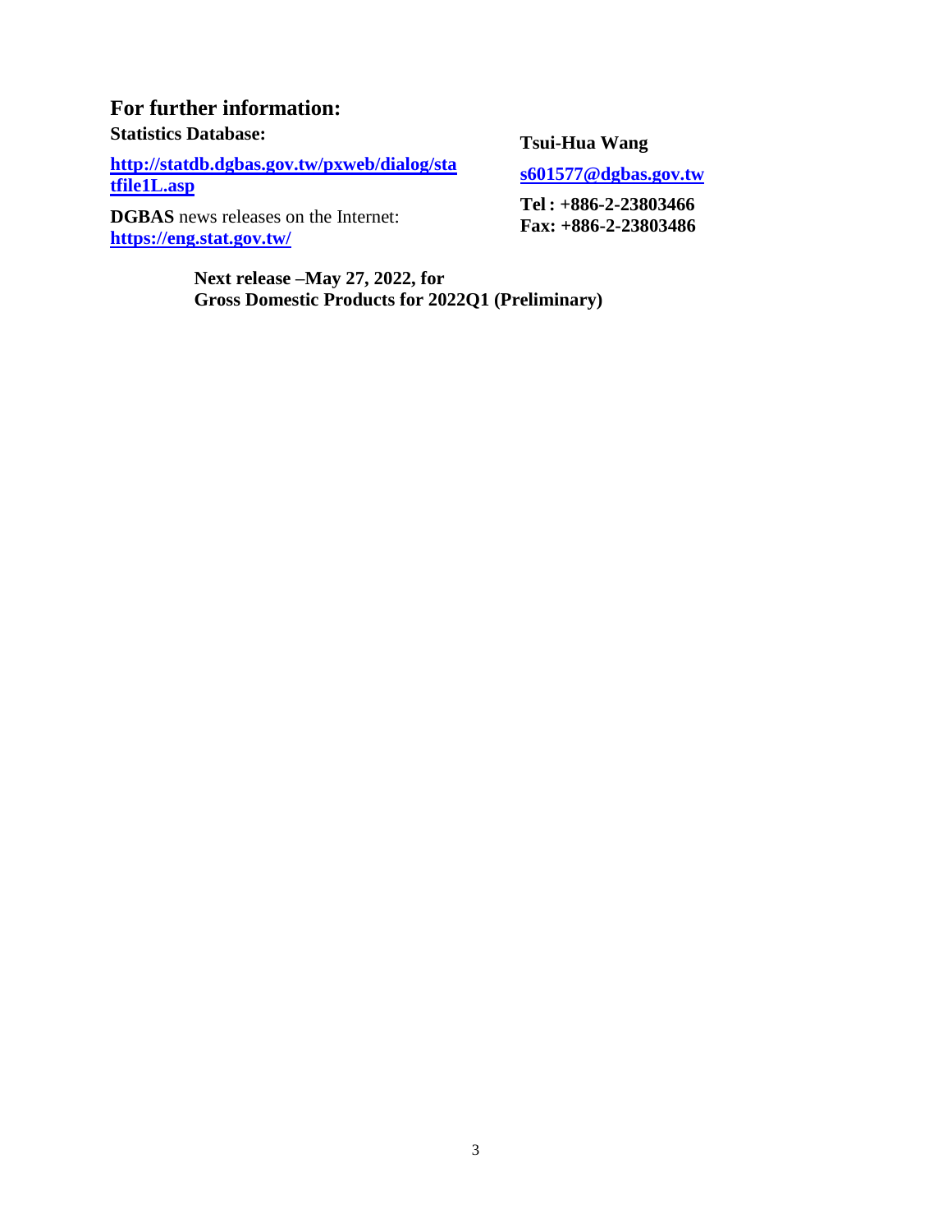## For further information:

**Statistics Database:**

**http://statdb.dgbas.gov.tw/pxweb/dialog/statfile1L.asp**

**DGBAS** news releases on the Internet:
**https://eng.stat.gov.tw/**

**Tsui-Hua Wang**

**s601577@dgbas.gov.tw**

**Tel : +886-2-23803466**
**Fax: +886-2-23803486**

**Next release –May 27, 2022, for**
**Gross Domestic Products for 2022Q1 (Preliminary)**